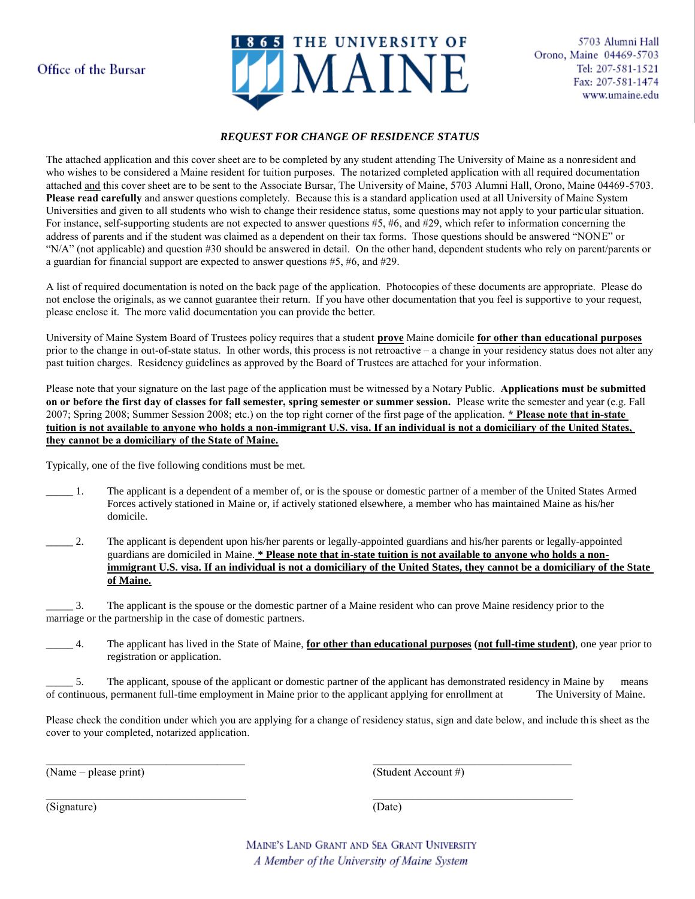Office of the Bursar

1865 THE UNIVERSITY OF MAINE

5703 Alumni Hall
Orono, Maine 04469-5703
Tel: 207-581-1521
Fax: 207-581-1474
www.umaine.edu

## *REQUEST FOR CHANGE OF RESIDENCE STATUS*

The attached application and this cover sheet are to be completed by any student attending The University of Maine as a nonresident and who wishes to be considered a Maine resident for tuition purposes. The notarized completed application with all required documentation attached and this cover sheet are to be sent to the Associate Bursar, The University of Maine, 5703 Alumni Hall, Orono, Maine 04469-5703. **Please read carefully** and answer questions completely. Because this is a standard application used at all University of Maine System Universities and given to all students who wish to change their residence status, some questions may not apply to your particular situation. For instance, self-supporting students are not expected to answer questions #5, #6, and #29, which refer to information concerning the address of parents and if the student was claimed as a dependent on their tax forms. Those questions should be answered "NONE" or "N/A" (not applicable) and question #30 should be answered in detail. On the other hand, dependent students who rely on parent/parents or a guardian for financial support are expected to answer questions #5, #6, and #29.

A list of required documentation is noted on the back page of the application. Photocopies of these documents are appropriate. Please do not enclose the originals, as we cannot guarantee their return. If you have other documentation that you feel is supportive to your request, please enclose it. The more valid documentation you can provide the better.

University of Maine System Board of Trustees policy requires that a student **prove** Maine domicile **for other than educational purposes** prior to the change in out-of-state status. In other words, this process is not retroactive – a change in your residency status does not alter any past tuition charges. Residency guidelines as approved by the Board of Trustees are attached for your information.

Please note that your signature on the last page of the application must be witnessed by a Notary Public. **Applications must be submitted on or before the first day of classes for fall semester, spring semester or summer session.** Please write the semester and year (e.g. Fall 2007; Spring 2008; Summer Session 2008; etc.) on the top right corner of the first page of the application. **\* Please note that in-state tuition is not available to anyone who holds a non-immigrant U.S. visa. If an individual is not a domiciliary of the United States, they cannot be a domiciliary of the State of Maine.**

Typically, one of the five following conditions must be met.

_____ 1. The applicant is a dependent of a member of, or is the spouse or domestic partner of a member of the United States Armed Forces actively stationed in Maine or, if actively stationed elsewhere, a member who has maintained Maine as his/her domicile.

_____ 2. The applicant is dependent upon his/her parents or legally-appointed guardians and his/her parents or legally-appointed guardians are domiciled in Maine. **\* Please note that in-state tuition is not available to anyone who holds a non-immigrant U.S. visa. If an individual is not a domiciliary of the United States, they cannot be a domiciliary of the State of Maine.**

_____ 3. The applicant is the spouse or the domestic partner of a Maine resident who can prove Maine residency prior to the marriage or the partnership in the case of domestic partners.

_____ 4. The applicant has lived in the State of Maine, **for other than educational purposes (not full-time student)**, one year prior to registration or application.

_____ 5. The applicant, spouse of the applicant or domestic partner of the applicant has demonstrated residency in Maine by means of continuous, permanent full-time employment in Maine prior to the applicant applying for enrollment at The University of Maine.

Please check the condition under which you are applying for a change of residency status, sign and date below, and include this sheet as the cover to your completed, notarized application.

| | |
|---|---|
| ______________________ (Name – please print) | ______________________ (Student Account #) |
| ______________________ (Signature) | ______________________ (Date) |

MAINE'S LAND GRANT AND SEA GRANT UNIVERSITY
*A Member of the University of Maine System*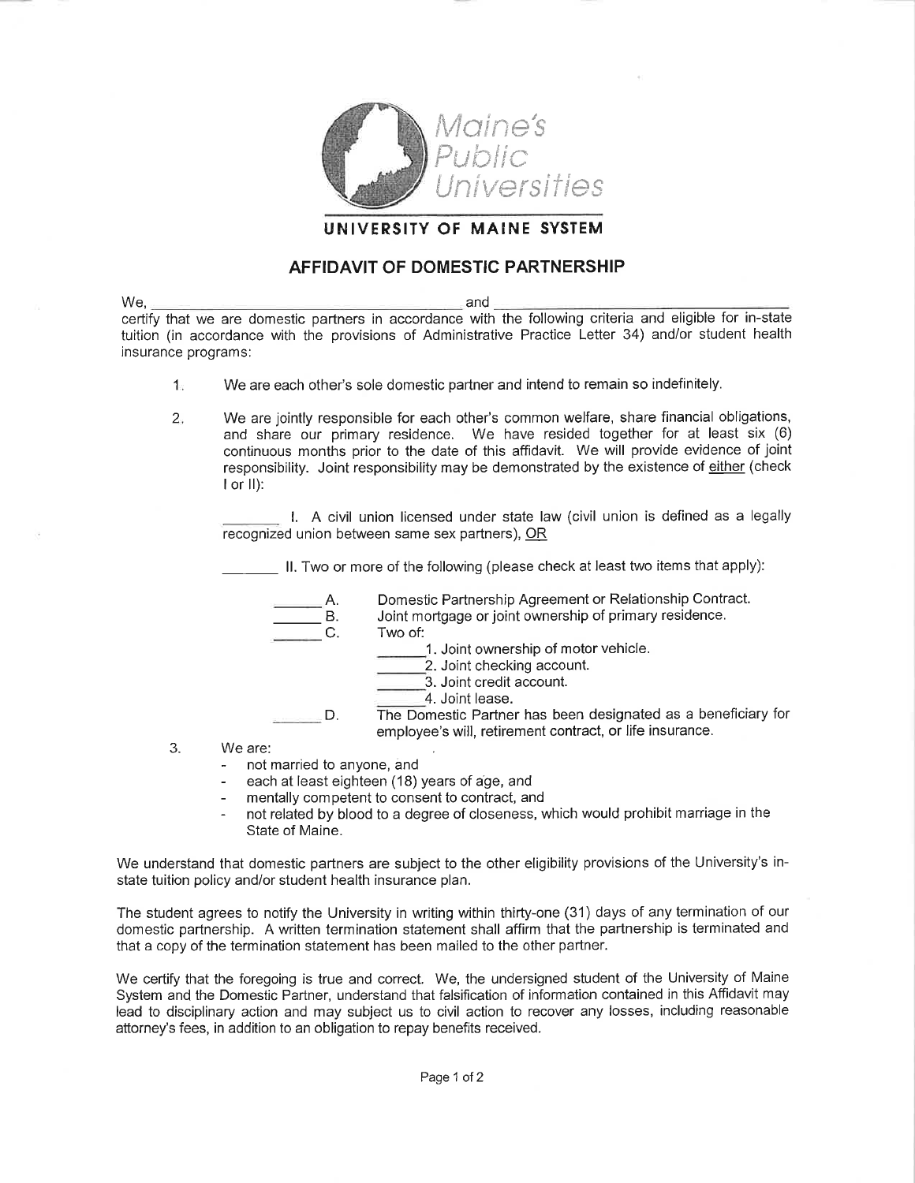Maine's Public Universities

**UNIVERSITY OF MAINE SYSTEM**

## AFFIDAVIT OF DOMESTIC PARTNERSHIP

We, ______________________________ and ______________________________ certify that we are domestic partners in accordance with the following criteria and eligible for in-state tuition (in accordance with the provisions of Administrative Practice Letter 34) and/or student health insurance programs:

1. We are each other's sole domestic partner and intend to remain so indefinitely.

2. We are jointly responsible for each other's common welfare, share financial obligations, and share our primary residence. We have resided together for at least six (6) continuous months prior to the date of this affidavit. We will provide evidence of joint responsibility. Joint responsibility may be demonstrated by the existence of <u>either</u> (check I or II):

   _______ I. A civil union licensed under state law (civil union is defined as a legally recognized union between same sex partners), <u>OR</u>

   _______ II. Two or more of the following (please check at least two items that apply):

   _______ A. Domestic Partnership Agreement or Relationship Contract.
   _______ B. Joint mortgage or joint ownership of primary residence.
   _______ C. Two of:
   - _______1. Joint ownership of motor vehicle.
   - _______2. Joint checking account.
   - _______3. Joint credit account.
   - _______4. Joint lease.

   _______ D. The Domestic Partner has been designated as a beneficiary for employee's will, retirement contract, or life insurance.

3. We are:
   - not married to anyone, and
   - each at least eighteen (18) years of age, and
   - mentally competent to consent to contract, and
   - not related by blood to a degree of closeness, which would prohibit marriage in the State of Maine.

We understand that domestic partners are subject to the other eligibility provisions of the University's in-state tuition policy and/or student health insurance plan.

The student agrees to notify the University in writing within thirty-one (31) days of any termination of our domestic partnership. A written termination statement shall affirm that the partnership is terminated and that a copy of the termination statement has been mailed to the other partner.

We certify that the foregoing is true and correct. We, the undersigned student of the University of Maine System and the Domestic Partner, understand that falsification of information contained in this Affidavit may lead to disciplinary action and may subject us to civil action to recover any losses, including reasonable attorney's fees, in addition to an obligation to repay benefits received.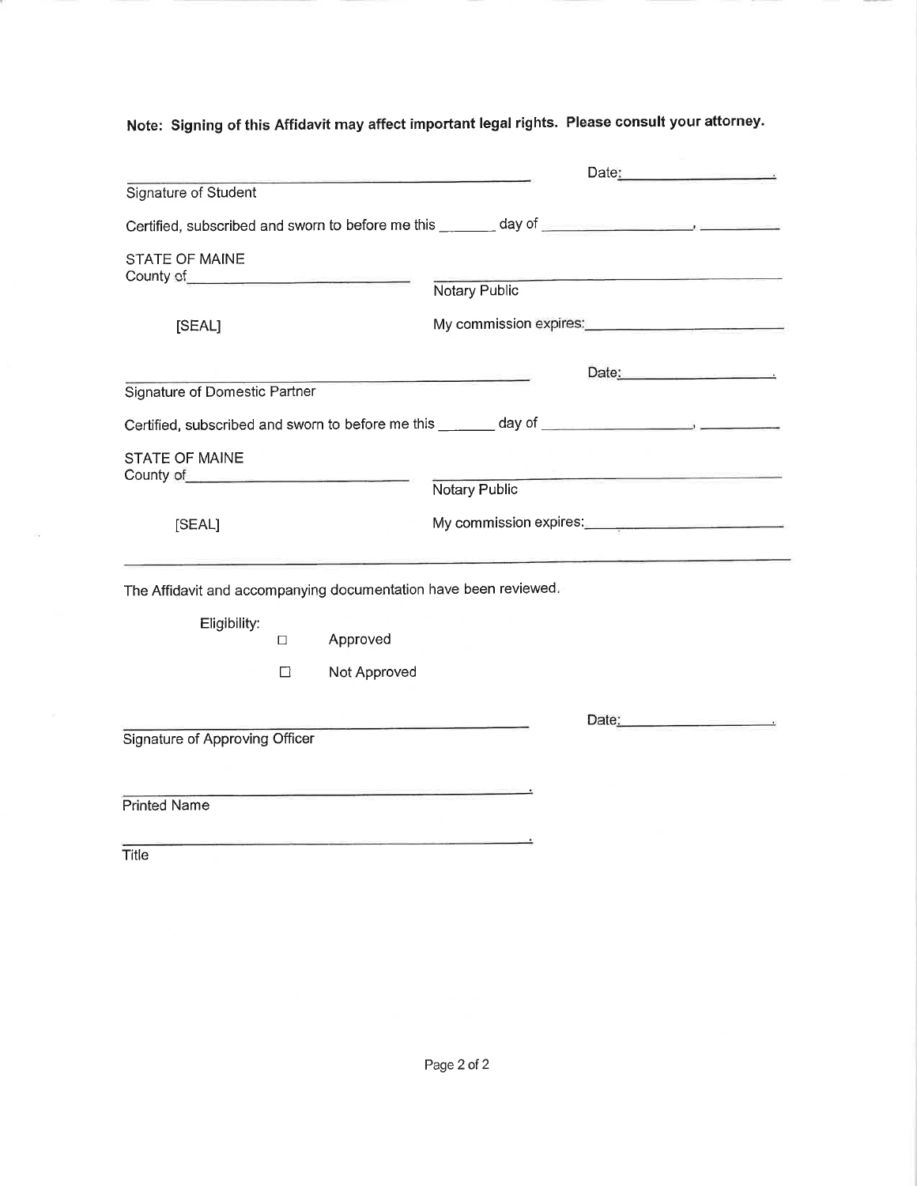**Note: Signing of this Affidavit may affect important legal rights. Please consult your attorney.**

\_\_\_\_\_\_\_\_\_\_\_\_\_\_\_\_\_\_\_\_\_\_\_\_\_\_\_\_\_\_\_\_\_\_\_\_\_\_\_\_ Date:\_\_\_\_\_\_\_\_\_\_\_\_\_\_\_\_.

Signature of Student

Certified, subscribed and sworn to before me this \_\_\_\_\_\_ day of \_\_\_\_\_\_\_\_\_\_\_\_\_\_\_\_, \_\_\_\_\_\_\_\_

STATE OF MAINE
County of\_\_\_\_\_\_\_\_\_\_\_\_\_\_\_\_\_\_\_\_\_\_\_\_

\_\_\_\_\_\_\_\_\_\_\_\_\_\_\_\_\_\_\_\_\_\_\_\_\_\_\_\_\_\_\_\_\_\_\_\_
Notary Public

[SEAL]

My commission expires:\_\_\_\_\_\_\_\_\_\_\_\_\_\_\_\_\_\_\_\_\_\_

\_\_\_\_\_\_\_\_\_\_\_\_\_\_\_\_\_\_\_\_\_\_\_\_\_\_\_\_\_\_\_\_\_\_\_\_\_\_\_\_ Date:\_\_\_\_\_\_\_\_\_\_\_\_\_\_\_\_.

Signature of Domestic Partner

Certified, subscribed and sworn to before me this \_\_\_\_\_\_ day of \_\_\_\_\_\_\_\_\_\_\_\_\_\_\_\_, \_\_\_\_\_\_\_\_

STATE OF MAINE
County of\_\_\_\_\_\_\_\_\_\_\_\_\_\_\_\_\_\_\_\_\_\_\_\_

\_\_\_\_\_\_\_\_\_\_\_\_\_\_\_\_\_\_\_\_\_\_\_\_\_\_\_\_\_\_\_\_\_\_\_\_
Notary Public

[SEAL]

My commission expires:\_\_\_\_\_\_\_\_\_\_\_\_\_\_\_\_\_\_\_\_\_\_

---

The Affidavit and accompanying documentation have been reviewed.

Eligibility:

- ☐ Approved
- ☐ Not Approved

\_\_\_\_\_\_\_\_\_\_\_\_\_\_\_\_\_\_\_\_\_\_\_\_\_\_\_\_\_\_\_\_\_\_\_\_\_\_\_\_ Date:\_\_\_\_\_\_\_\_\_\_\_\_\_\_\_\_.

Signature of Approving Officer

\_\_\_\_\_\_\_\_\_\_\_\_\_\_\_\_\_\_\_\_\_\_\_\_\_\_\_\_\_\_\_\_\_\_\_\_\_\_\_\_.

Printed Name

\_\_\_\_\_\_\_\_\_\_\_\_\_\_\_\_\_\_\_\_\_\_\_\_\_\_\_\_\_\_\_\_\_\_\_\_\_\_\_\_.

Title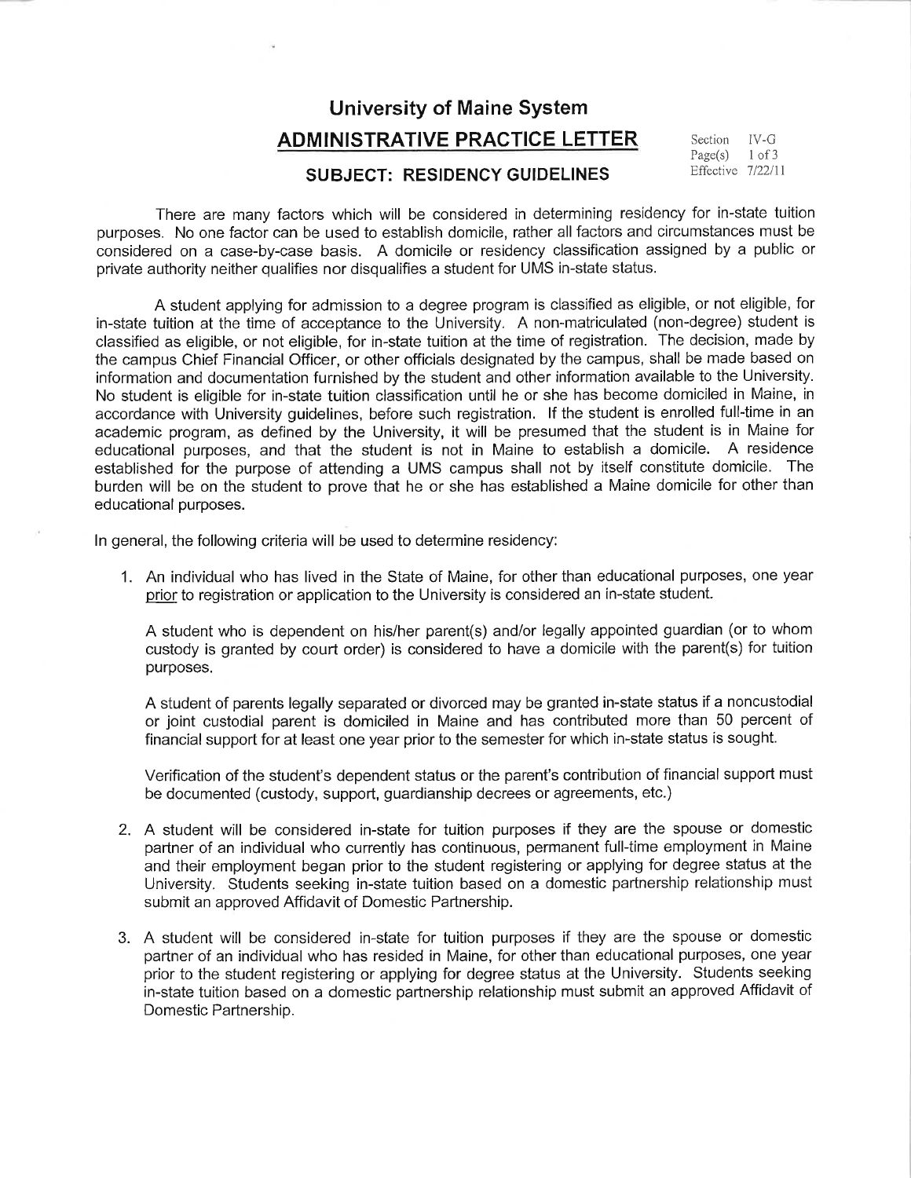# University of Maine System

## ADMINISTRATIVE PRACTICE LETTER

Section IV-G
Page(s) 1 of 3
Effective 7/22/11

### SUBJECT: RESIDENCY GUIDELINES

There are many factors which will be considered in determining residency for in-state tuition purposes. No one factor can be used to establish domicile, rather all factors and circumstances must be considered on a case-by-case basis. A domicile or residency classification assigned by a public or private authority neither qualifies nor disqualifies a student for UMS in-state status.

A student applying for admission to a degree program is classified as eligible, or not eligible, for in-state tuition at the time of acceptance to the University. A non-matriculated (non-degree) student is classified as eligible, or not eligible, for in-state tuition at the time of registration. The decision, made by the campus Chief Financial Officer, or other officials designated by the campus, shall be made based on information and documentation furnished by the student and other information available to the University. No student is eligible for in-state tuition classification until he or she has become domiciled in Maine, in accordance with University guidelines, before such registration. If the student is enrolled full-time in an academic program, as defined by the University, it will be presumed that the student is in Maine for educational purposes, and that the student is not in Maine to establish a domicile. A residence established for the purpose of attending a UMS campus shall not by itself constitute domicile. The burden will be on the student to prove that he or she has established a Maine domicile for other than educational purposes.

In general, the following criteria will be used to determine residency:

1. An individual who has lived in the State of Maine, for other than educational purposes, one year <u>prior</u> to registration or application to the University is considered an in-state student.

   A student who is dependent on his/her parent(s) and/or legally appointed guardian (or to whom custody is granted by court order) is considered to have a domicile with the parent(s) for tuition purposes.

   A student of parents legally separated or divorced may be granted in-state status if a noncustodial or joint custodial parent is domiciled in Maine and has contributed more than 50 percent of financial support for at least one year prior to the semester for which in-state status is sought.

   Verification of the student's dependent status or the parent's contribution of financial support must be documented (custody, support, guardianship decrees or agreements, etc.)

2. A student will be considered in-state for tuition purposes if they are the spouse or domestic partner of an individual who currently has continuous, permanent full-time employment in Maine and their employment began prior to the student registering or applying for degree status at the University. Students seeking in-state tuition based on a domestic partnership relationship must submit an approved Affidavit of Domestic Partnership.

3. A student will be considered in-state for tuition purposes if they are the spouse or domestic partner of an individual who has resided in Maine, for other than educational purposes, one year prior to the student registering or applying for degree status at the University. Students seeking in-state tuition based on a domestic partnership relationship must submit an approved Affidavit of Domestic Partnership.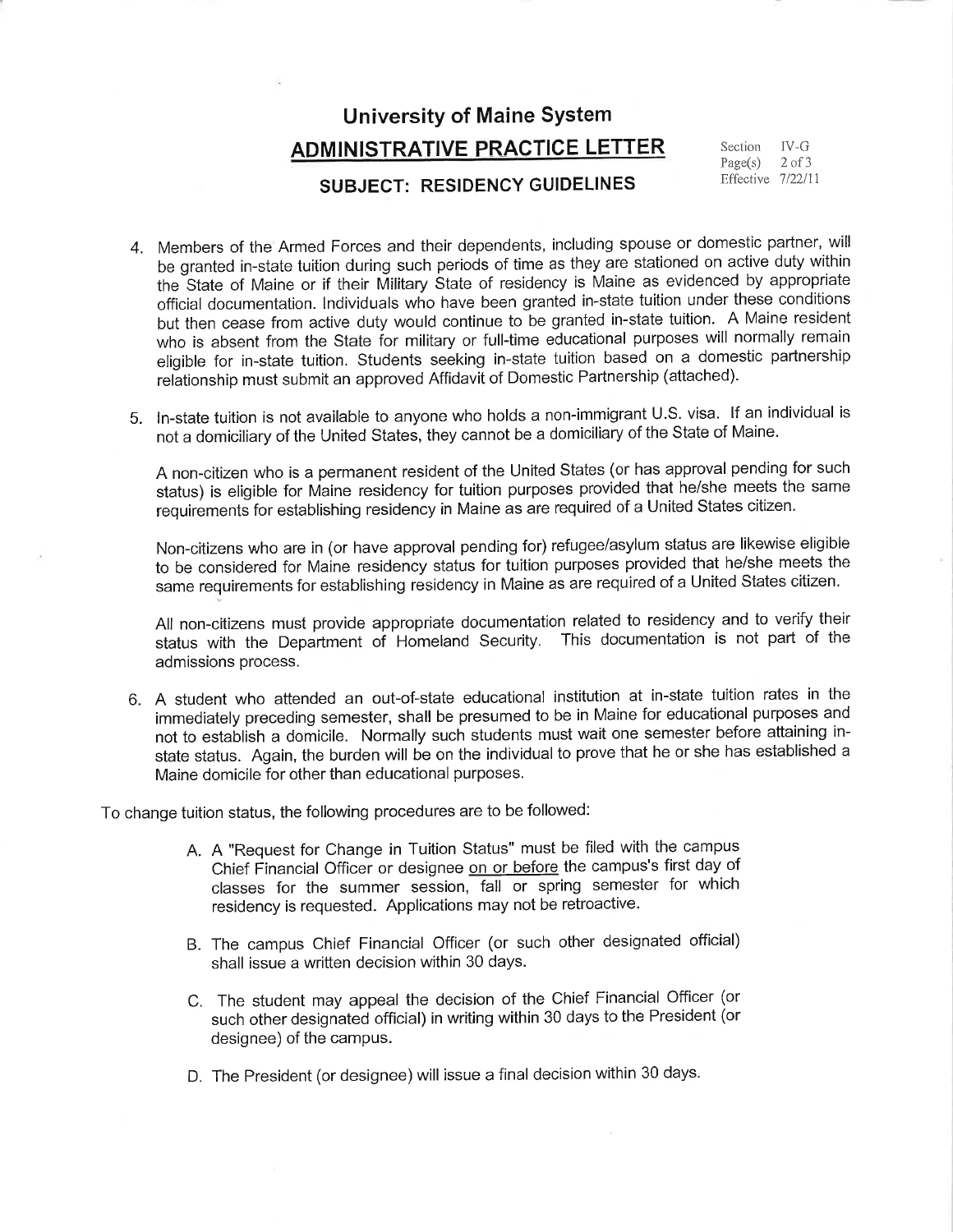# University of Maine System

## ADMINISTRATIVE PRACTICE LETTER

### SUBJECT: RESIDENCY GUIDELINES

Section IV-G
Page(s) 2 of 3
Effective 7/22/11

4. Members of the Armed Forces and their dependents, including spouse or domestic partner, will be granted in-state tuition during such periods of time as they are stationed on active duty within the State of Maine or if their Military State of residency is Maine as evidenced by appropriate official documentation. Individuals who have been granted in-state tuition under these conditions but then cease from active duty would continue to be granted in-state tuition. A Maine resident who is absent from the State for military or full-time educational purposes will normally remain eligible for in-state tuition. Students seeking in-state tuition based on a domestic partnership relationship must submit an approved Affidavit of Domestic Partnership (attached).

5. In-state tuition is not available to anyone who holds a non-immigrant U.S. visa. If an individual is not a domiciliary of the United States, they cannot be a domiciliary of the State of Maine.

   A non-citizen who is a permanent resident of the United States (or has approval pending for such status) is eligible for Maine residency for tuition purposes provided that he/she meets the same requirements for establishing residency in Maine as are required of a United States citizen.

   Non-citizens who are in (or have approval pending for) refugee/asylum status are likewise eligible to be considered for Maine residency status for tuition purposes provided that he/she meets the same requirements for establishing residency in Maine as are required of a United States citizen.

   All non-citizens must provide appropriate documentation related to residency and to verify their status with the Department of Homeland Security. This documentation is not part of the admissions process.

6. A student who attended an out-of-state educational institution at in-state tuition rates in the immediately preceding semester, shall be presumed to be in Maine for educational purposes and not to establish a domicile. Normally such students must wait one semester before attaining in-state status. Again, the burden will be on the individual to prove that he or she has established a Maine domicile for other than educational purposes.

To change tuition status, the following procedures are to be followed:

A. A "Request for Change in Tuition Status" must be filed with the campus Chief Financial Officer or designee <u>on or before</u> the campus's first day of classes for the summer session, fall or spring semester for which residency is requested. Applications may not be retroactive.

B. The campus Chief Financial Officer (or such other designated official) shall issue a written decision within 30 days.

C. The student may appeal the decision of the Chief Financial Officer (or such other designated official) in writing within 30 days to the President (or designee) of the campus.

D. The President (or designee) will issue a final decision within 30 days.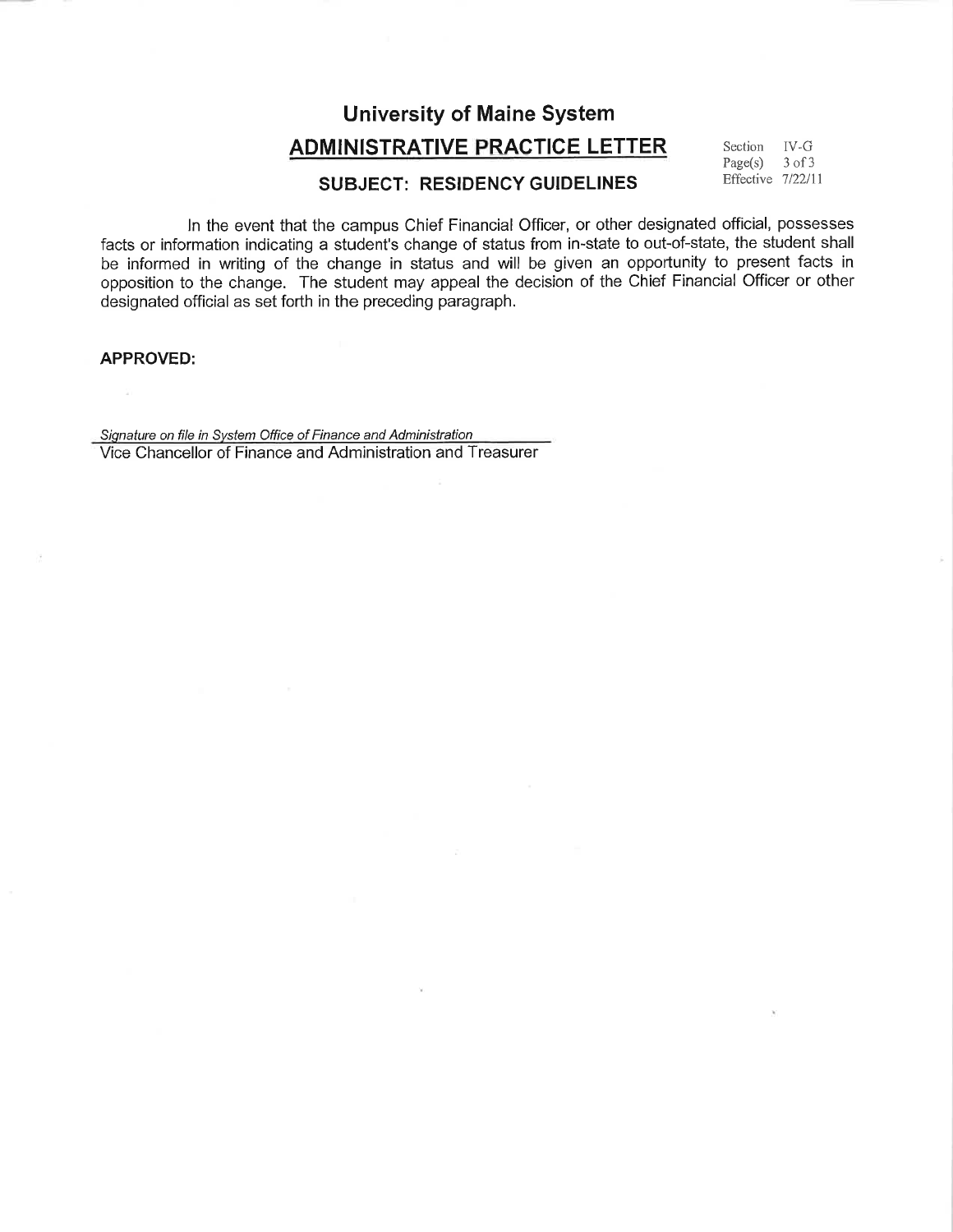# University of Maine System

## ADMINISTRATIVE PRACTICE LETTER

### SUBJECT: RESIDENCY GUIDELINES

Section IV-G
Page(s) 3 of 3
Effective 7/22/11

In the event that the campus Chief Financial Officer, or other designated official, possesses facts or information indicating a student's change of status from in-state to out-of-state, the student shall be informed in writing of the change in status and will be given an opportunity to present facts in opposition to the change. The student may appeal the decision of the Chief Financial Officer or other designated official as set forth in the preceding paragraph.

**APPROVED:**

*Signature on file in System Office of Finance and Administration*
Vice Chancellor of Finance and Administration and Treasurer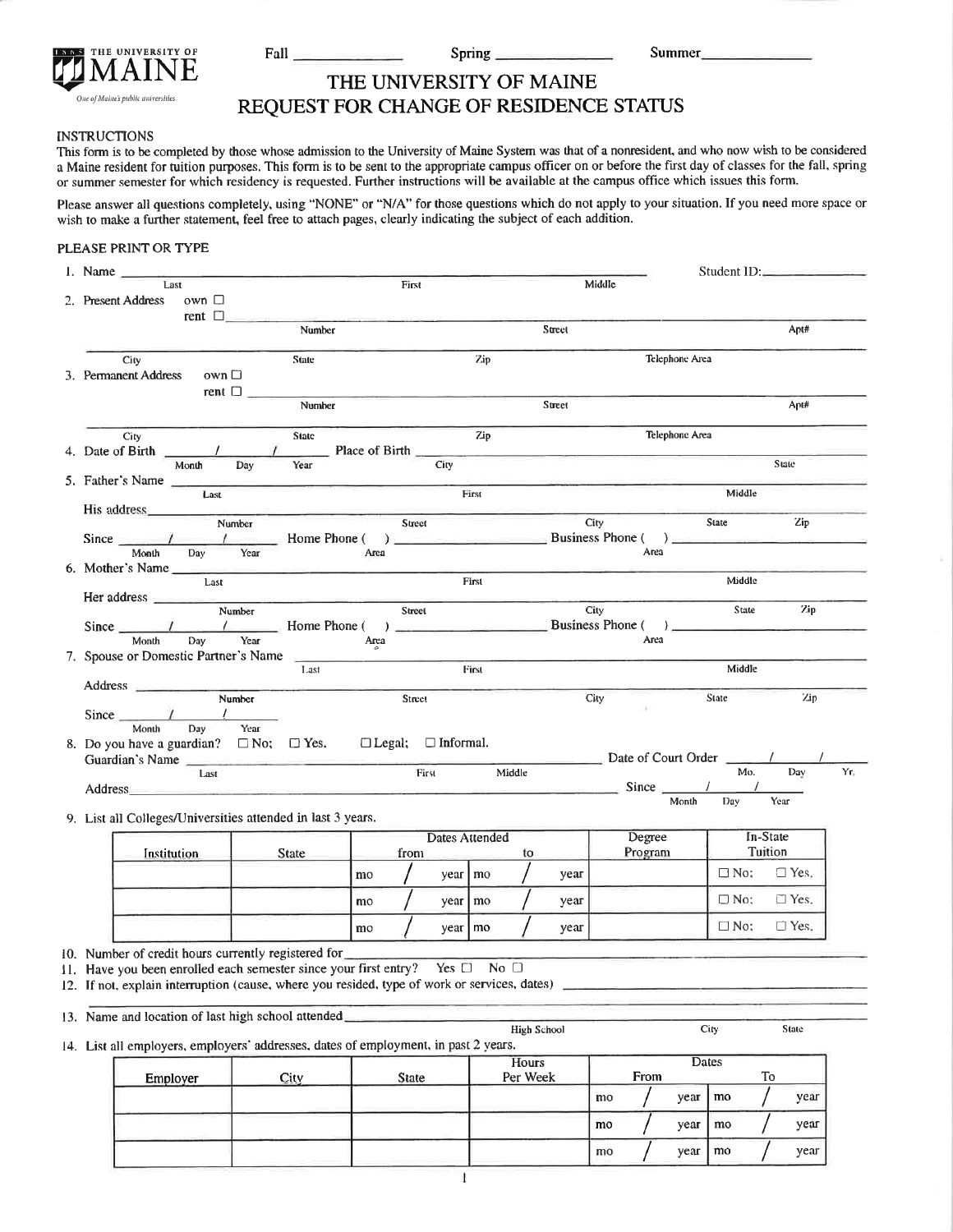THE UNIVERSITY OF MAINE
*One of Maine's public universities*

Fall ______________ Spring ______________ Summer______________

# THE UNIVERSITY OF MAINE
# REQUEST FOR CHANGE OF RESIDENCE STATUS

INSTRUCTIONS

This form is to be completed by those whose admission to the University of Maine System was that of a nonresident, and who now wish to be considered a Maine resident for tuition purposes. This form is to be sent to the appropriate campus officer on or before the first day of classes for the fall, spring or summer semester for which residency is requested. Further instructions will be available at the campus office which issues this form.

Please answer all questions completely, using "NONE" or "N/A" for those questions which do not apply to your situation. If you need more space or wish to make a further statement, feel free to attach pages, clearly indicating the subject of each addition.

PLEASE PRINT OR TYPE

1. Name ______________________________________________ Student ID: ______________
   Last First Middle

2. Present Address own ☐ rent ☐ ______________________________________________
   Number Street Apt#
   ______________________________________________
   City State Zip Telephone Area

3. Permanent Address own ☐ rent ☐ ______________________________________________
   Number Street Apt#
   ______________________________________________
   City State Zip Telephone Area

4. Date of Birth ____/____/____ Place of Birth ______________________________
   Month Day Year City State

5. Father's Name ______________________________________________
   Last First Middle
   His address ______________________________________________
   Number Street City State Zip
   Since ____/____/____ Home Phone ( ) ______________ Business Phone ( ) ______________
   Month Day Year Area Area

6. Mother's Name ______________________________________________
   Last First Middle
   Her address ______________________________________________
   Number Street City State Zip
   Since ____/____/____ Home Phone ( ) ______________ Business Phone ( ) ______________
   Month Day Year Area Area

7. Spouse or Domestic Partner's Name ______________________________________________
   Last First Middle
   Address ______________________________________________
   Number Street City State Zip
   Since ____/____/____
   Month Day Year

8. Do you have a guardian? ☐ No; ☐ Yes. ☐ Legal; ☐ Informal.
   Guardian's Name ______________________________ Date of Court Order ____/____/____
   Last First Middle Mo. Day Yr.
   Address ______________________________ Since ____/____/____
   Month Day Year

9. List all Colleges/Universities attended in last 3 years.

| Institution | State | Dates Attended from | | Degree Program | In-State Tuition |
|---|---|---|---|---|---|
| | | mo / year | mo / year | | ☐ No; ☐ Yes. |
| | | mo / year | mo / year | | ☐ No; ☐ Yes. |
| | | mo / year | mo / year | | ☐ No; ☐ Yes. |

10. Number of credit hours currently registered for ______________________________

11. Have you been enrolled each semester since your first entry? Yes ☐ No ☐

12. If not, explain interruption (cause, where you resided, type of work or services, dates) ______________________________

13. Name and location of last high school attended ______________________________
    High School City State

14. List all employers, employers' addresses, dates of employment, in past 2 years.

| Employer | City | State | Hours Per Week | Dates From | Dates To |
|---|---|---|---|---|---|
| | | | | mo / year | mo / year |
| | | | | mo / year | mo / year |
| | | | | mo / year | mo / year |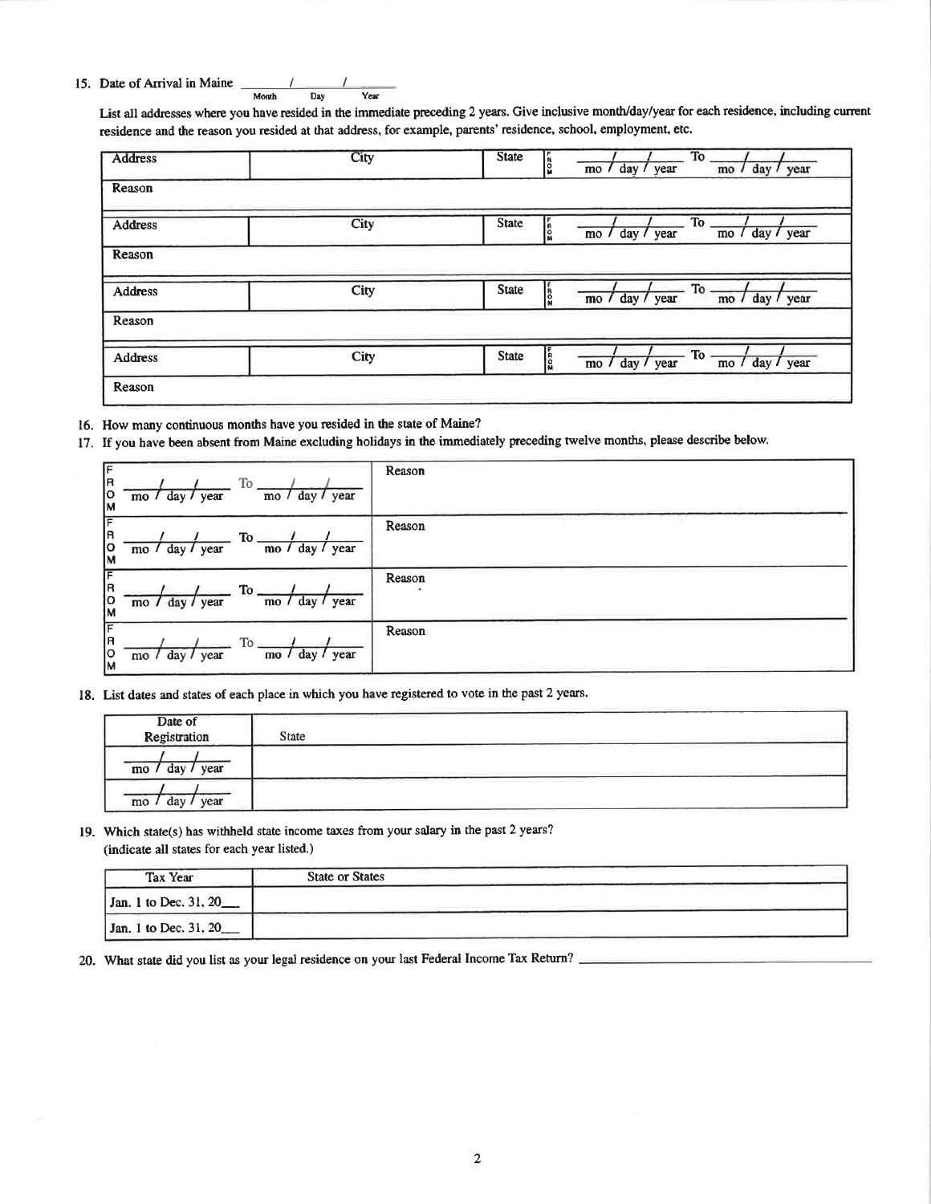15. Date of Arrival in Maine _____ / _____ / _____
Month Day Year

List all addresses where you have resided in the immediate preceding 2 years. Give inclusive month/day/year for each residence, including current residence and the reason you resided at that address, for example, parents' residence, school, employment, etc.

| Address | City | State | FROM mo / day / year To mo / day / year |
|---|---|---|---|
| Reason | | | |
| Address | City | State | FROM mo / day / year To mo / day / year |
| Reason | | | |
| Address | City | State | FROM mo / day / year To mo / day / year |
| Reason | | | |
| Address | City | State | FROM mo / day / year To mo / day / year |
| Reason | | | |

16. How many continuous months have you resided in the state of Maine?

17. If you have been absent from Maine excluding holidays in the immediately preceding twelve months, please describe below.

| Dates | Reason |
|---|---|
| FROM mo / day / year To mo / day / year | Reason |
| FROM mo / day / year To mo / day / year | Reason |
| FROM mo / day / year To mo / day / year | Reason |
| FROM mo / day / year To mo / day / year | Reason |

18. List dates and states of each place in which you have registered to vote in the past 2 years.

| Date of Registration | State |
|---|---|
| mo / day / year | |
| mo / day / year | |

19. Which state(s) has withheld state income taxes from your salary in the past 2 years? (indicate all states for each year listed.)

| Tax Year | State or States |
|---|---|
| Jan. 1 to Dec. 31, 20___ | |
| Jan. 1 to Dec. 31, 20___ | |

20. What state did you list as your legal residence on your last Federal Income Tax Return? _______________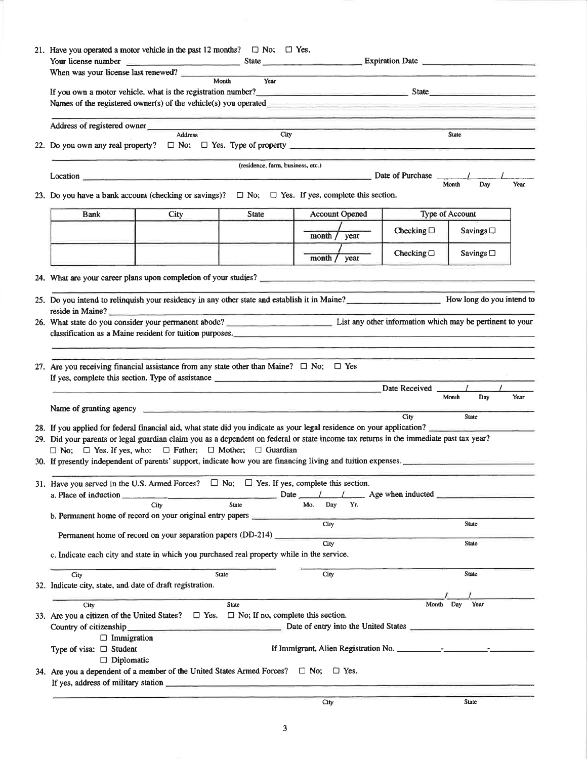21. Have you operated a motor vehicle in the past 12 months? ☐ No; ☐ Yes.

Your license number ______________ State ______________ Expiration Date ______________

When was your license last renewed? ______________ (Month / Year)

If you own a motor vehicle, what is the registration number? ______________ State ______________

Names of the registered owner(s) of the vehicle(s) you operated ______________

Address of registered owner ______________ (Address / City / State)

22. Do you own any real property? ☐ No; ☐ Yes. Type of property ______________ (residence, farm, business, etc.)

Location ______________ Date of Purchase ____/____/____ (Month / Day / Year)

23. Do you have a bank account (checking or savings)? ☐ No; ☐ Yes. If yes, complete this section.

| Bank | City | State | Account Opened | Type of Account | |
|---|---|---|---|---|---|
| | | | month / year | Checking ☐ | Savings ☐ |
| | | | month / year | Checking ☐ | Savings ☐ |

24. What are your career plans upon completion of your studies? ______________

25. Do you intend to relinquish your residency in any other state and establish it in Maine? ______________ How long do you intend to reside in Maine? ______________

26. What state do you consider your permanent abode? ______________ List any other information which may be pertinent to your classification as a Maine resident for tuition purposes. ______________

27. Are you receiving financial assistance from any state other than Maine? ☐ No; ☐ Yes

If yes, complete this section. Type of assistance ______________

Date Received ____/____/____ (Month / Day / Year)

Name of granting agency ______________ (City / State)

28. If you applied for federal financial aid, what state did you indicate as your legal residence on your application? ______________

29. Did your parents or legal guardian claim you as a dependent on federal or state income tax returns in the immediate past tax year?

☐ No; ☐ Yes. If yes, who: ☐ Father; ☐ Mother; ☐ Guardian

30. If presently independent of parents' support, indicate how you are financing living and tuition expenses. ______________

31. Have you served in the U.S. Armed Forces? ☐ No; ☐ Yes. If yes, complete this section.

a. Place of induction ______________ (City / State) Date ____/____/____ (Mo. / Day / Yr.) Age when inducted ______________

b. Permanent home of record on your original entry papers ______________ (City / State)

Permanent home of record on your separation papers (DD-214) ______________ (City / State)

c. Indicate each city and state in which you purchased real property while in the service.

______________ (City / State) ______________ (City / State)

32. Indicate city, state, and date of draft registration.

______________ (City / State) ____/____/____ (Month / Day / Year)

33. Are you a citizen of the United States? ☐ Yes. ☐ No; If no, complete this section.

Country of citizenship ______________ Date of entry into the United States ______________

Type of visa: ☐ Immigration ☐ Student ☐ Diplomatic

If Immigrant, Alien Registration No. ______-______-______

34. Are you a dependent of a member of the United States Armed Forces? ☐ No; ☐ Yes.

If yes, address of military station ______________ (City / State)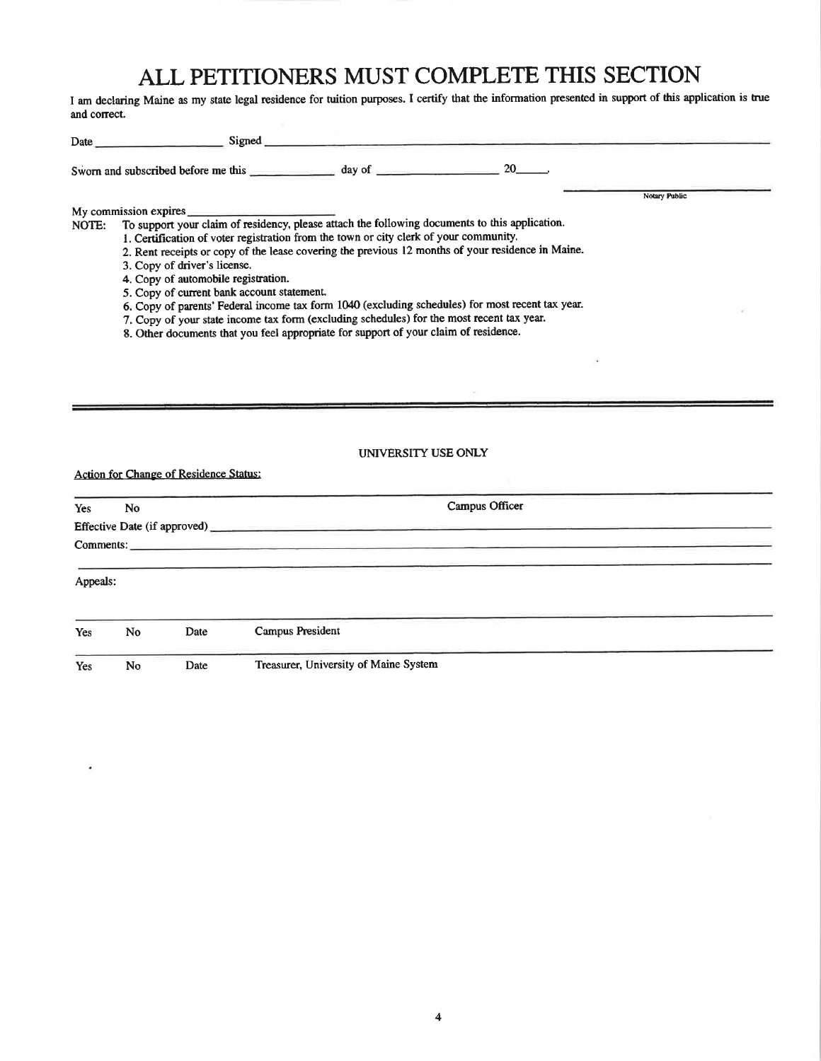# ALL PETITIONERS MUST COMPLETE THIS SECTION

I am declaring Maine as my state legal residence for tuition purposes. I certify that the information presented in support of this application is true and correct.

Date ____________________ Signed ________________________________________________________________

Sworn and subscribed before me this ______________ day of ____________________ 20______.

_______________________
Notary Public

My commission expires ______________________

NOTE: To support your claim of residency, please attach the following documents to this application.

1. Certification of voter registration from the town or city clerk of your community.
2. Rent receipts or copy of the lease covering the previous 12 months of your residence in Maine.
3. Copy of driver's license.
4. Copy of automobile registration.
5. Copy of current bank account statement.
6. Copy of parents' Federal income tax form 1040 (excluding schedules) for most recent tax year.
7. Copy of your state income tax form (excluding schedules) for the most recent tax year.
8. Other documents that you feel appropriate for support of your claim of residence.

---

UNIVERSITY USE ONLY

Action for Change of Residence Status:

Yes No Campus Officer

Effective Date (if approved) ________________________________________________________________

Comments: ________________________________________________________________

Appeals:

Yes No Date Campus President

Yes No Date Treasurer, University of Maine System